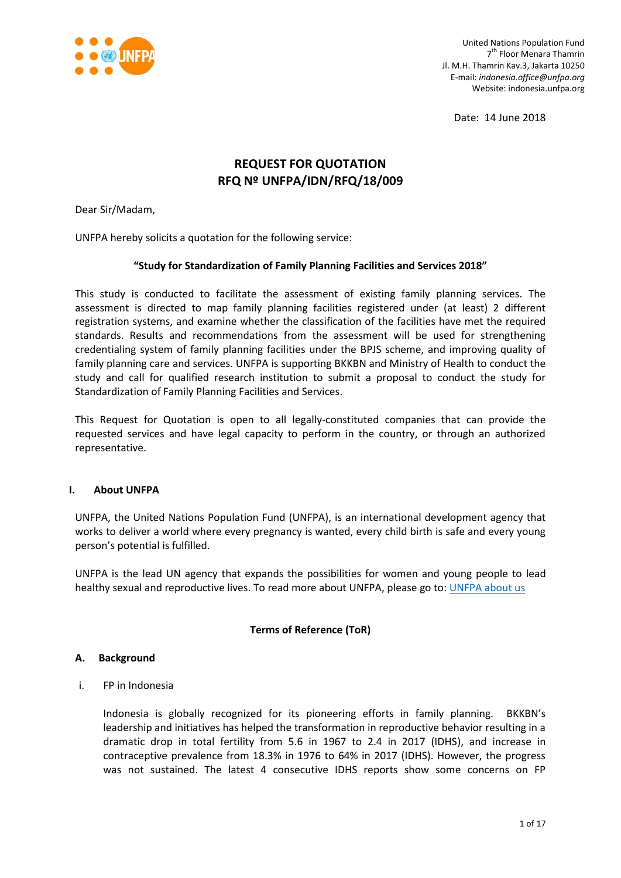United Nations Population Fund
7th Floor Menara Thamrin
Jl. M.H. Thamrin Kav.3, Jakarta 10250
E-mail: *indonesia.office@unfpa.org*
Website: indonesia.unfpa.org

Date: 14 June 2018

# REQUEST FOR QUOTATION
# RFQ Nº UNFPA/IDN/RFQ/18/009

Dear Sir/Madam,

UNFPA hereby solicits a quotation for the following service:

**"Study for Standardization of Family Planning Facilities and Services 2018"**

This study is conducted to facilitate the assessment of existing family planning services. The assessment is directed to map family planning facilities registered under (at least) 2 different registration systems, and examine whether the classification of the facilities have met the required standards. Results and recommendations from the assessment will be used for strengthening credentialing system of family planning facilities under the BPJS scheme, and improving quality of family planning care and services. UNFPA is supporting BKKBN and Ministry of Health to conduct the study and call for qualified research institution to submit a proposal to conduct the study for Standardization of Family Planning Facilities and Services.

This Request for Quotation is open to all legally-constituted companies that can provide the requested services and have legal capacity to perform in the country, or through an authorized representative.

## I. About UNFPA

UNFPA, the United Nations Population Fund (UNFPA), is an international development agency that works to deliver a world where every pregnancy is wanted, every child birth is safe and every young person's potential is fulfilled.

UNFPA is the lead UN agency that expands the possibilities for women and young people to lead healthy sexual and reproductive lives. To read more about UNFPA, please go to: [UNFPA about us]

### Terms of Reference (ToR)

### A. Background

i. FP in Indonesia

Indonesia is globally recognized for its pioneering efforts in family planning. BKKBN's leadership and initiatives has helped the transformation in reproductive behavior resulting in a dramatic drop in total fertility from 5.6 in 1967 to 2.4 in 2017 (IDHS), and increase in contraceptive prevalence from 18.3% in 1976 to 64% in 2017 (IDHS). However, the progress was not sustained. The latest 4 consecutive IDHS reports show some concerns on FP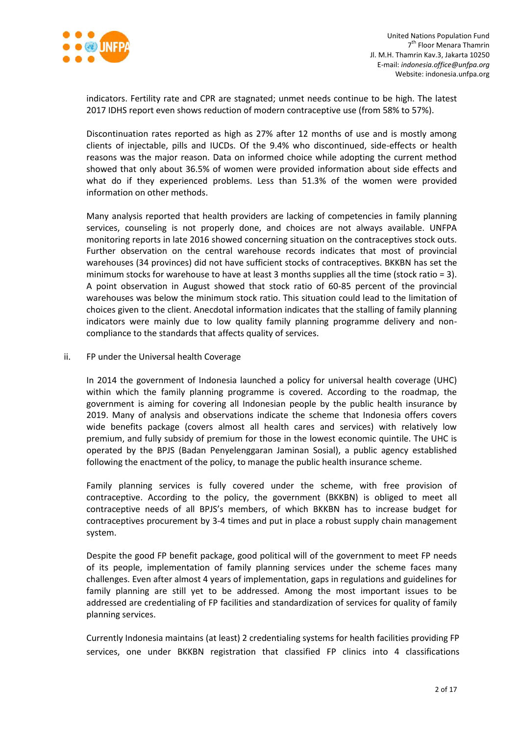indicators. Fertility rate and CPR are stagnated; unmet needs continue to be high. The latest 2017 IDHS report even shows reduction of modern contraceptive use (from 58% to 57%).

Discontinuation rates reported as high as 27% after 12 months of use and is mostly among clients of injectable, pills and IUCDs. Of the 9.4% who discontinued, side-effects or health reasons was the major reason. Data on informed choice while adopting the current method showed that only about 36.5% of women were provided information about side effects and what do if they experienced problems. Less than 51.3% of the women were provided information on other methods.

Many analysis reported that health providers are lacking of competencies in family planning services, counseling is not properly done, and choices are not always available. UNFPA monitoring reports in late 2016 showed concerning situation on the contraceptives stock outs. Further observation on the central warehouse records indicates that most of provincial warehouses (34 provinces) did not have sufficient stocks of contraceptives. BKKBN has set the minimum stocks for warehouse to have at least 3 months supplies all the time (stock ratio = 3). A point observation in August showed that stock ratio of 60-85 percent of the provincial warehouses was below the minimum stock ratio. This situation could lead to the limitation of choices given to the client. Anecdotal information indicates that the stalling of family planning indicators were mainly due to low quality family planning programme delivery and non-compliance to the standards that affects quality of services.

ii. FP under the Universal health Coverage

In 2014 the government of Indonesia launched a policy for universal health coverage (UHC) within which the family planning programme is covered. According to the roadmap, the government is aiming for covering all Indonesian people by the public health insurance by 2019. Many of analysis and observations indicate the scheme that Indonesia offers covers wide benefits package (covers almost all health cares and services) with relatively low premium, and fully subsidy of premium for those in the lowest economic quintile. The UHC is operated by the BPJS (Badan Penyelenggaran Jaminan Sosial), a public agency established following the enactment of the policy, to manage the public health insurance scheme.

Family planning services is fully covered under the scheme, with free provision of contraceptive. According to the policy, the government (BKKBN) is obliged to meet all contraceptive needs of all BPJS's members, of which BKKBN has to increase budget for contraceptives procurement by 3-4 times and put in place a robust supply chain management system.

Despite the good FP benefit package, good political will of the government to meet FP needs of its people, implementation of family planning services under the scheme faces many challenges. Even after almost 4 years of implementation, gaps in regulations and guidelines for family planning are still yet to be addressed. Among the most important issues to be addressed are credentialing of FP facilities and standardization of services for quality of family planning services.

Currently Indonesia maintains (at least) 2 credentialing systems for health facilities providing FP services, one under BKKBN registration that classified FP clinics into 4 classifications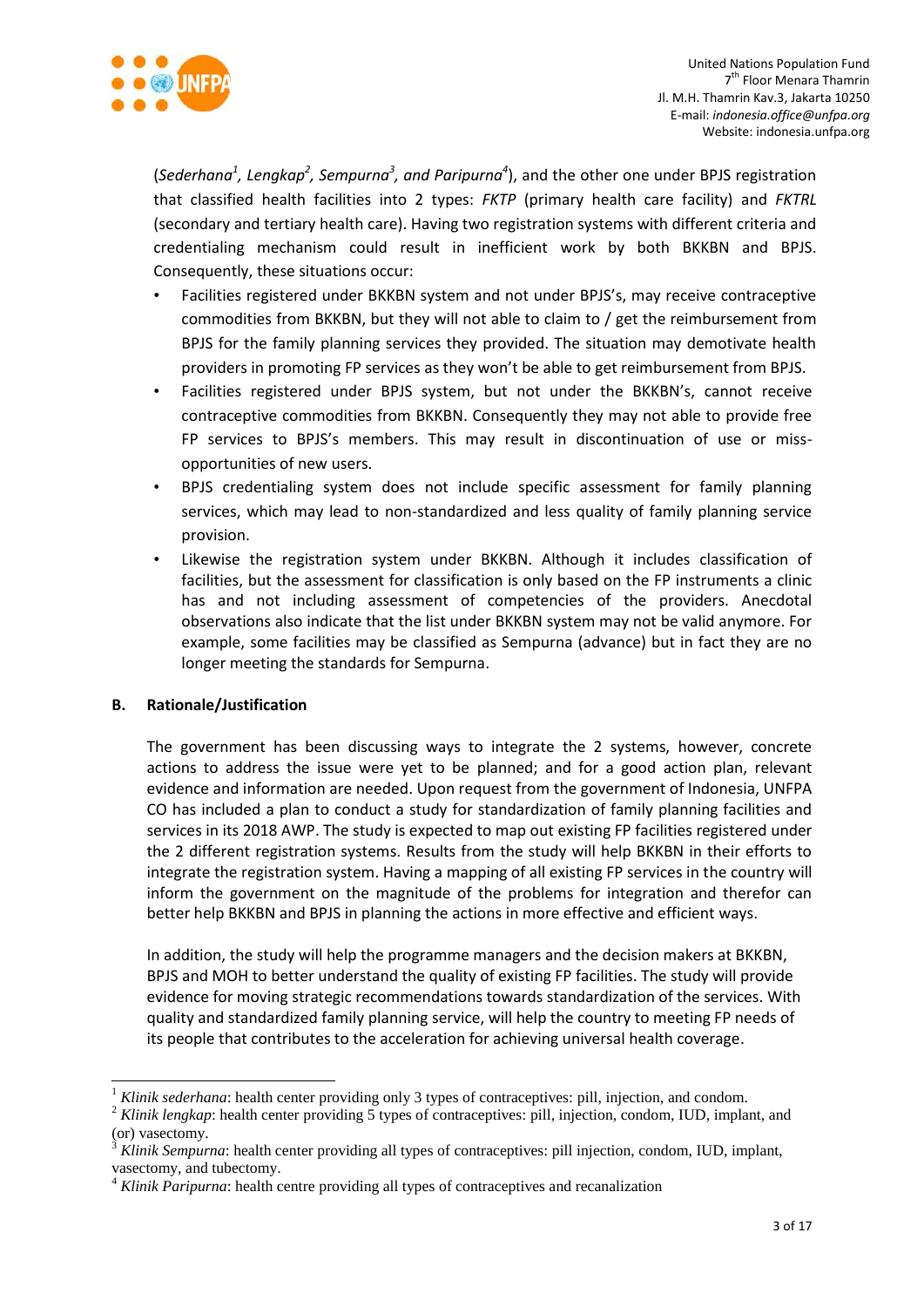(*Sederhana*[1], *Lengkap*[2], *Sempurna*[3], *and Paripurna*[4]), and the other one under BPJS registration that classified health facilities into 2 types: *FKTP* (primary health care facility) and *FKTRL* (secondary and tertiary health care). Having two registration systems with different criteria and credentialing mechanism could result in inefficient work by both BKKBN and BPJS. Consequently, these situations occur:

- Facilities registered under BKKBN system and not under BPJS's, may receive contraceptive commodities from BKKBN, but they will not able to claim to / get the reimbursement from BPJS for the family planning services they provided. The situation may demotivate health providers in promoting FP services as they won't be able to get reimbursement from BPJS.
- Facilities registered under BPJS system, but not under the BKKBN's, cannot receive contraceptive commodities from BKKBN. Consequently they may not able to provide free FP services to BPJS's members. This may result in discontinuation of use or miss-opportunities of new users.
- BPJS credentialing system does not include specific assessment for family planning services, which may lead to non-standardized and less quality of family planning service provision.
- Likewise the registration system under BKKBN. Although it includes classification of facilities, but the assessment for classification is only based on the FP instruments a clinic has and not including assessment of competencies of the providers. Anecdotal observations also indicate that the list under BKKBN system may not be valid anymore. For example, some facilities may be classified as Sempurna (advance) but in fact they are no longer meeting the standards for Sempurna.

## B. Rationale/Justification

The government has been discussing ways to integrate the 2 systems, however, concrete actions to address the issue were yet to be planned; and for a good action plan, relevant evidence and information are needed. Upon request from the government of Indonesia, UNFPA CO has included a plan to conduct a study for standardization of family planning facilities and services in its 2018 AWP. The study is expected to map out existing FP facilities registered under the 2 different registration systems. Results from the study will help BKKBN in their efforts to integrate the registration system. Having a mapping of all existing FP services in the country will inform the government on the magnitude of the problems for integration and therefor can better help BKKBN and BPJS in planning the actions in more effective and efficient ways.

In addition, the study will help the programme managers and the decision makers at BKKBN, BPJS and MOH to better understand the quality of existing FP facilities. The study will provide evidence for moving strategic recommendations towards standardization of the services. With quality and standardized family planning service, will help the country to meeting FP needs of its people that contributes to the acceleration for achieving universal health coverage.

---

[1] *Klinik sederhana*: health center providing only 3 types of contraceptives: pill, injection, and condom.

[2] *Klinik lengkap*: health center providing 5 types of contraceptives: pill, injection, condom, IUD, implant, and (or) vasectomy.

[3] *Klinik Sempurna*: health center providing all types of contraceptives: pill injection, condom, IUD, implant, vasectomy, and tubectomy.

[4] *Klinik Paripurna*: health centre providing all types of contraceptives and recanalization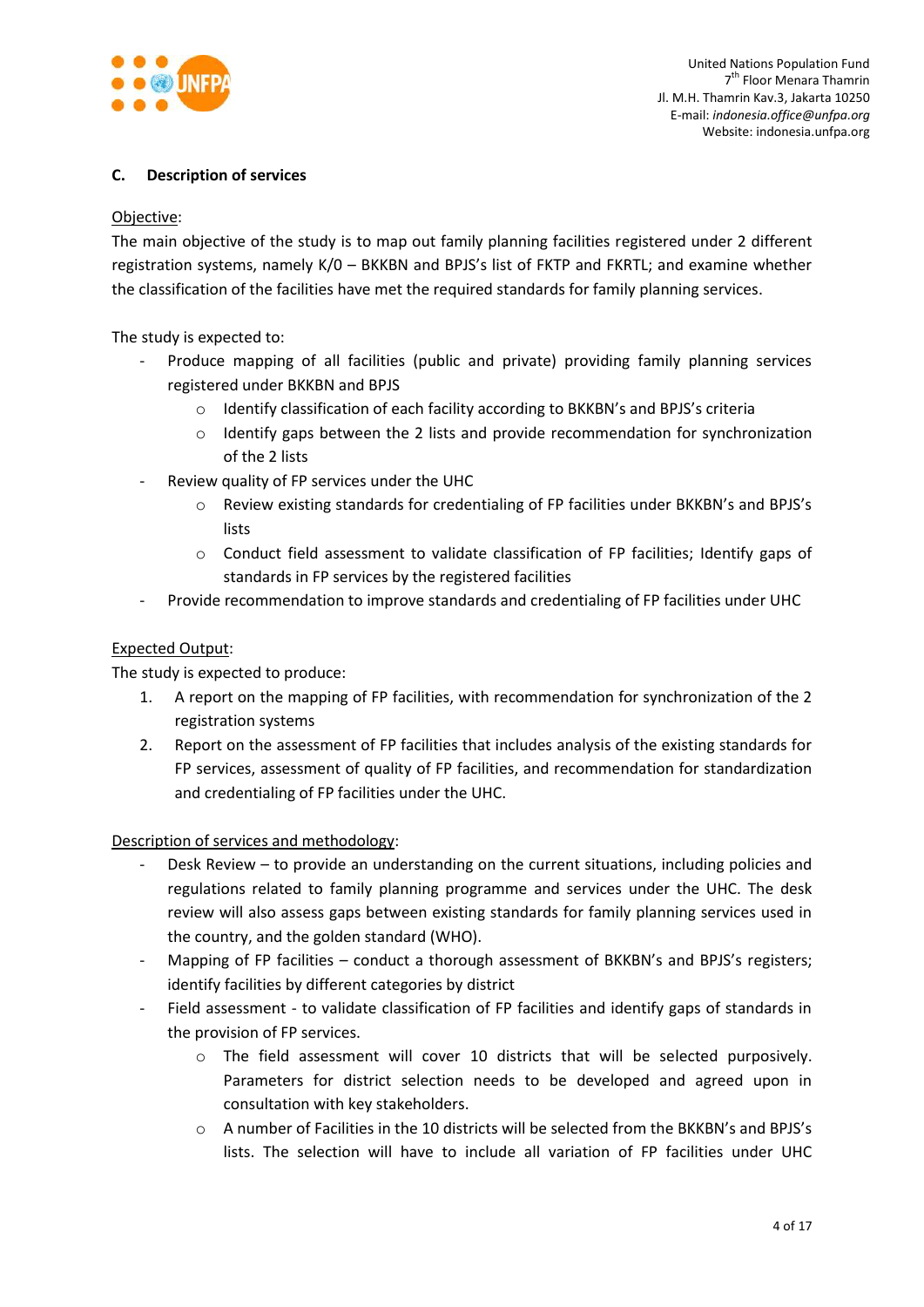## C. Description of services

Objective:

The main objective of the study is to map out family planning facilities registered under 2 different registration systems, namely K/0 – BKKBN and BPJS's list of FKTP and FKRTL; and examine whether the classification of the facilities have met the required standards for family planning services.

The study is expected to:

- Produce mapping of all facilities (public and private) providing family planning services registered under BKKBN and BPJS
  - Identify classification of each facility according to BKKBN's and BPJS's criteria
  - Identify gaps between the 2 lists and provide recommendation for synchronization of the 2 lists
- Review quality of FP services under the UHC
  - Review existing standards for credentialing of FP facilities under BKKBN's and BPJS's lists
  - Conduct field assessment to validate classification of FP facilities; Identify gaps of standards in FP services by the registered facilities
- Provide recommendation to improve standards and credentialing of FP facilities under UHC

Expected Output:

The study is expected to produce:

1. A report on the mapping of FP facilities, with recommendation for synchronization of the 2 registration systems
2. Report on the assessment of FP facilities that includes analysis of the existing standards for FP services, assessment of quality of FP facilities, and recommendation for standardization and credentialing of FP facilities under the UHC.

Description of services and methodology:

- Desk Review – to provide an understanding on the current situations, including policies and regulations related to family planning programme and services under the UHC. The desk review will also assess gaps between existing standards for family planning services used in the country, and the golden standard (WHO).
- Mapping of FP facilities – conduct a thorough assessment of BKKBN's and BPJS's registers; identify facilities by different categories by district
- Field assessment - to validate classification of FP facilities and identify gaps of standards in the provision of FP services.
  - The field assessment will cover 10 districts that will be selected purposively. Parameters for district selection needs to be developed and agreed upon in consultation with key stakeholders.
  - A number of Facilities in the 10 districts will be selected from the BKKBN's and BPJS's lists. The selection will have to include all variation of FP facilities under UHC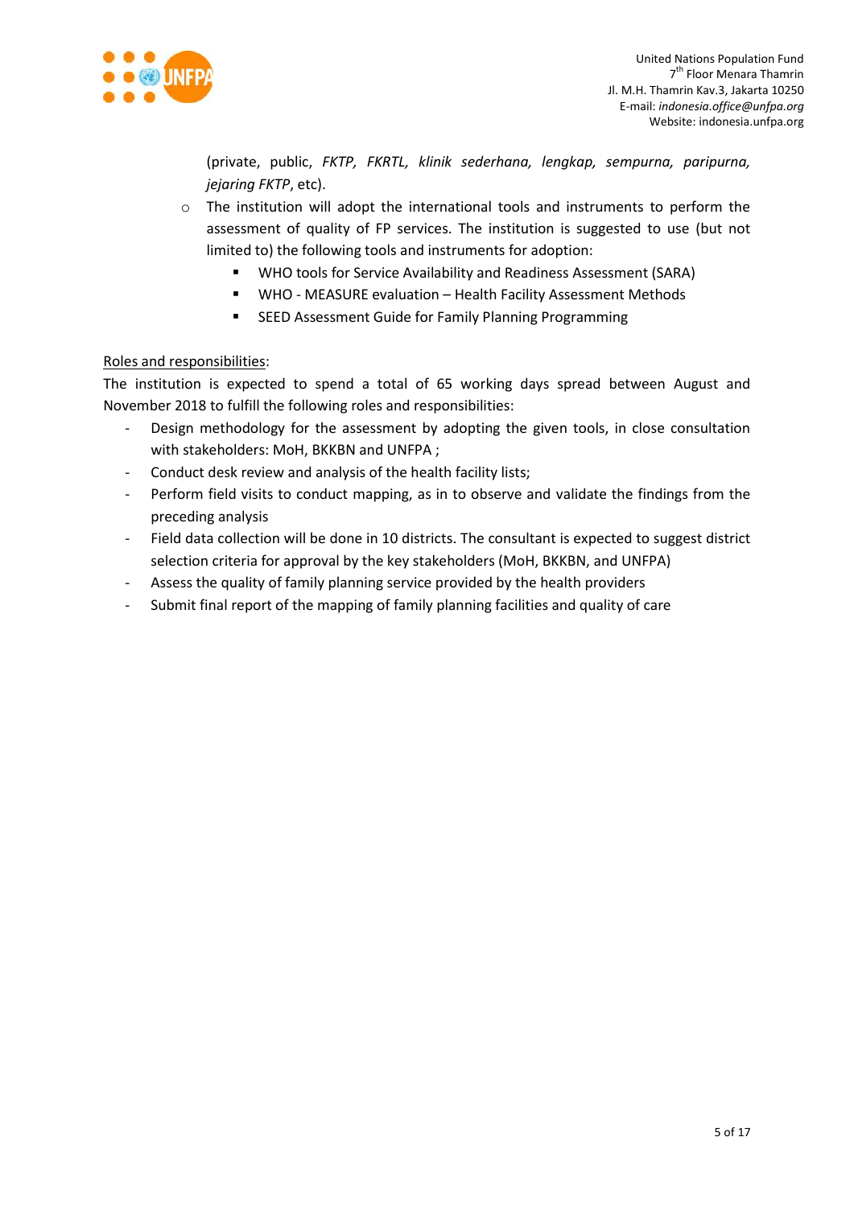(private, public, *FKTP, FKRTL, klinik sederhana, lengkap, sempurna, paripurna, jejaring FKTP*, etc).

- The institution will adopt the international tools and instruments to perform the assessment of quality of FP services. The institution is suggested to use (but not limited to) the following tools and instruments for adoption:
  - WHO tools for Service Availability and Readiness Assessment (SARA)
  - WHO - MEASURE evaluation – Health Facility Assessment Methods
  - SEED Assessment Guide for Family Planning Programming

<u>Roles and responsibilities</u>:

The institution is expected to spend a total of 65 working days spread between August and November 2018 to fulfill the following roles and responsibilities:

- Design methodology for the assessment by adopting the given tools, in close consultation with stakeholders: MoH, BKKBN and UNFPA ;
- Conduct desk review and analysis of the health facility lists;
- Perform field visits to conduct mapping, as in to observe and validate the findings from the preceding analysis
- Field data collection will be done in 10 districts. The consultant is expected to suggest district selection criteria for approval by the key stakeholders (MoH, BKKBN, and UNFPA)
- Assess the quality of family planning service provided by the health providers
- Submit final report of the mapping of family planning facilities and quality of care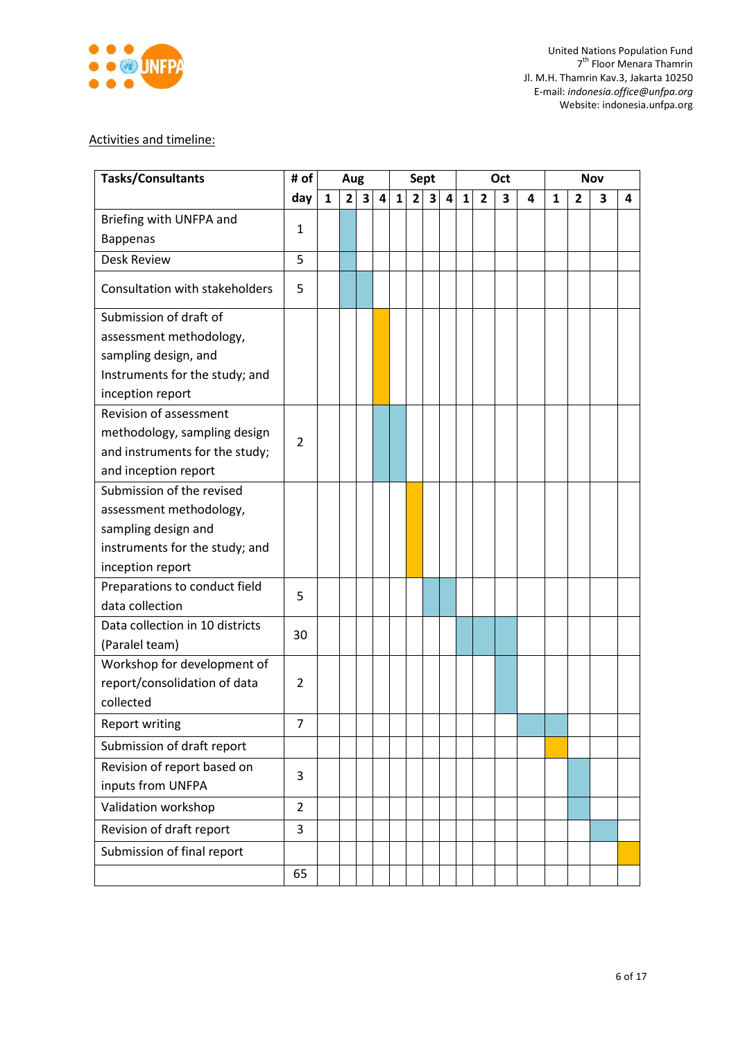Activities and timeline:

| Tasks/Consultants | # of day | Aug | | | | Sept | | | | Oct | | | | Nov | | | |
|---|---|---|---|---|---|---|---|---|---|---|---|---|---|---|---|---|---|
| | | 1 | 2 | 3 | 4 | 1 | 2 | 3 | 4 | 1 | 2 | 3 | 4 | 1 | 2 | 3 | 4 |
| Briefing with UNFPA and Bappenas | 1 | | X | | | | | | | | | | | | | | |
| Desk Review | 5 | | X | | | | | | | | | | | | | | |
| Consultation with stakeholders | 5 | | X | X | | | | | | | | | | | | | |
| Submission of draft of assessment methodology, sampling design, and Instruments for the study; and inception report | | | | | X | | | | | | | | | | | | |
| Revision of assessment methodology, sampling design and instruments for the study; and inception report | 2 | | | | X | X | | | | | | | | | | | |
| Submission of the revised assessment methodology, sampling design and instruments for the study; and inception report | | | | | | | X | | | | | | | | | | |
| Preparations to conduct field data collection | 5 | | | | | | | X | X | | | | | | | | |
| Data collection in 10 districts (Paralel team) | 30 | | | | | | | | | X | X | X | | | | | |
| Workshop for development of report/consolidation of data collected | 2 | | | | | | | | | | | X | | | | | |
| Report writing | 7 | | | | | | | | | | | | X | X | | | |
| Submission of draft report | | | | | | | | | | | | | | X | | | |
| Revision of report based on inputs from UNFPA | 3 | | | | | | | | | | | | | | X | | |
| Validation workshop | 2 | | | | | | | | | | | | | | X | | |
| Revision of draft report | 3 | | | | | | | | | | | | | | | X | |
| Submission of final report | | | | | | | | | | | | | | | | | X |
| | 65 | | | | | | | | | | | | | | | | |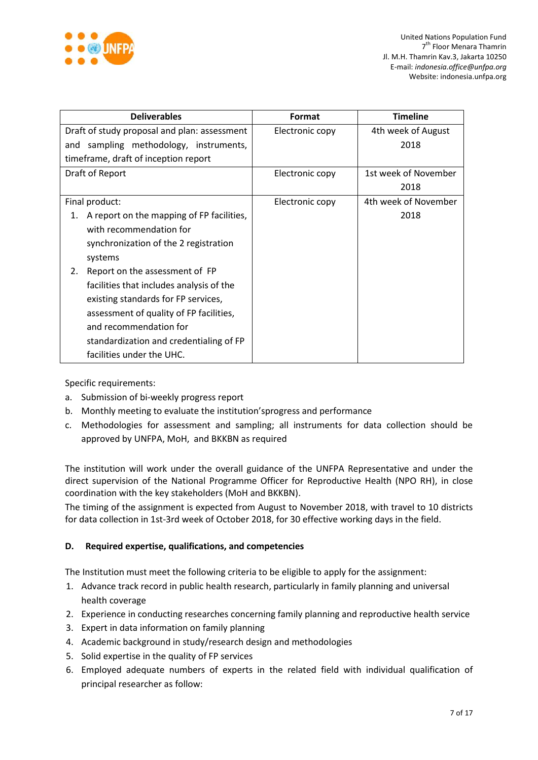| Deliverables | Format | Timeline |
|---|---|---|
| Draft of study proposal and plan: assessment and sampling methodology, instruments, timeframe, draft of inception report | Electronic copy | 4th week of August 2018 |
| Draft of Report | Electronic copy | 1st week of November 2018 |
| Final product:<br>1. A report on the mapping of FP facilities, with recommendation for synchronization of the 2 registration systems<br>2. Report on the assessment of FP facilities that includes analysis of the existing standards for FP services, assessment of quality of FP facilities, and recommendation for standardization and credentialing of FP facilities under the UHC. | Electronic copy | 4th week of November 2018 |

Specific requirements:

a. Submission of bi-weekly progress report
b. Monthly meeting to evaluate the institution'sprogress and performance
c. Methodologies for assessment and sampling; all instruments for data collection should be approved by UNFPA, MoH, and BKKBN as required

The institution will work under the overall guidance of the UNFPA Representative and under the direct supervision of the National Programme Officer for Reproductive Health (NPO RH), in close coordination with the key stakeholders (MoH and BKKBN).

The timing of the assignment is expected from August to November 2018, with travel to 10 districts for data collection in 1st-3rd week of October 2018, for 30 effective working days in the field.

**D. Required expertise, qualifications, and competencies**

The Institution must meet the following criteria to be eligible to apply for the assignment:

1. Advance track record in public health research, particularly in family planning and universal health coverage
2. Experience in conducting researches concerning family planning and reproductive health service
3. Expert in data information on family planning
4. Academic background in study/research design and methodologies
5. Solid expertise in the quality of FP services
6. Employed adequate numbers of experts in the related field with individual qualification of principal researcher as follow: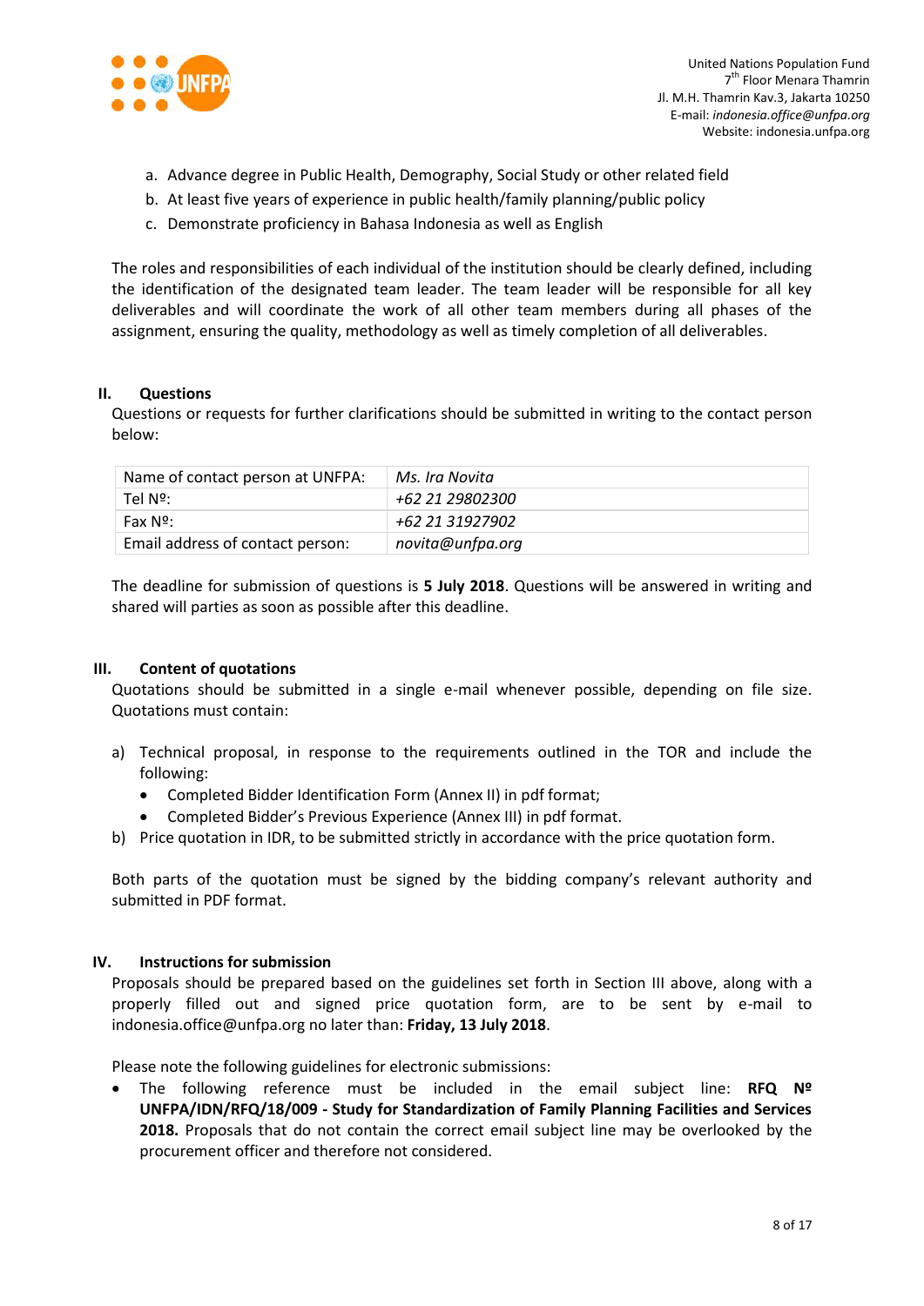a. Advance degree in Public Health, Demography, Social Study or other related field
b. At least five years of experience in public health/family planning/public policy
c. Demonstrate proficiency in Bahasa Indonesia as well as English

The roles and responsibilities of each individual of the institution should be clearly defined, including the identification of the designated team leader. The team leader will be responsible for all key deliverables and will coordinate the work of all other team members during all phases of the assignment, ensuring the quality, methodology as well as timely completion of all deliverables.

## II. Questions

Questions or requests for further clarifications should be submitted in writing to the contact person below:

| Name of contact person at UNFPA: | *Ms. Ira Novita* |
|---|---|
| Tel Nº: | *+62 21 29802300* |
| Fax Nº: | *+62 21 31927902* |
| Email address of contact person: | *novita@unfpa.org* |

The deadline for submission of questions is **5 July 2018**. Questions will be answered in writing and shared will parties as soon as possible after this deadline.

## III. Content of quotations

Quotations should be submitted in a single e-mail whenever possible, depending on file size. Quotations must contain:

a) Technical proposal, in response to the requirements outlined in the TOR and include the following:
   - Completed Bidder Identification Form (Annex II) in pdf format;
   - Completed Bidder's Previous Experience (Annex III) in pdf format.
b) Price quotation in IDR, to be submitted strictly in accordance with the price quotation form.

Both parts of the quotation must be signed by the bidding company's relevant authority and submitted in PDF format.

## IV. Instructions for submission

Proposals should be prepared based on the guidelines set forth in Section III above, along with a properly filled out and signed price quotation form, are to be sent by e-mail to indonesia.office@unfpa.org no later than: **Friday, 13 July 2018**.

Please note the following guidelines for electronic submissions:

- The following reference must be included in the email subject line: **RFQ Nº UNFPA/IDN/RFQ/18/009 - Study for Standardization of Family Planning Facilities and Services 2018.** Proposals that do not contain the correct email subject line may be overlooked by the procurement officer and therefore not considered.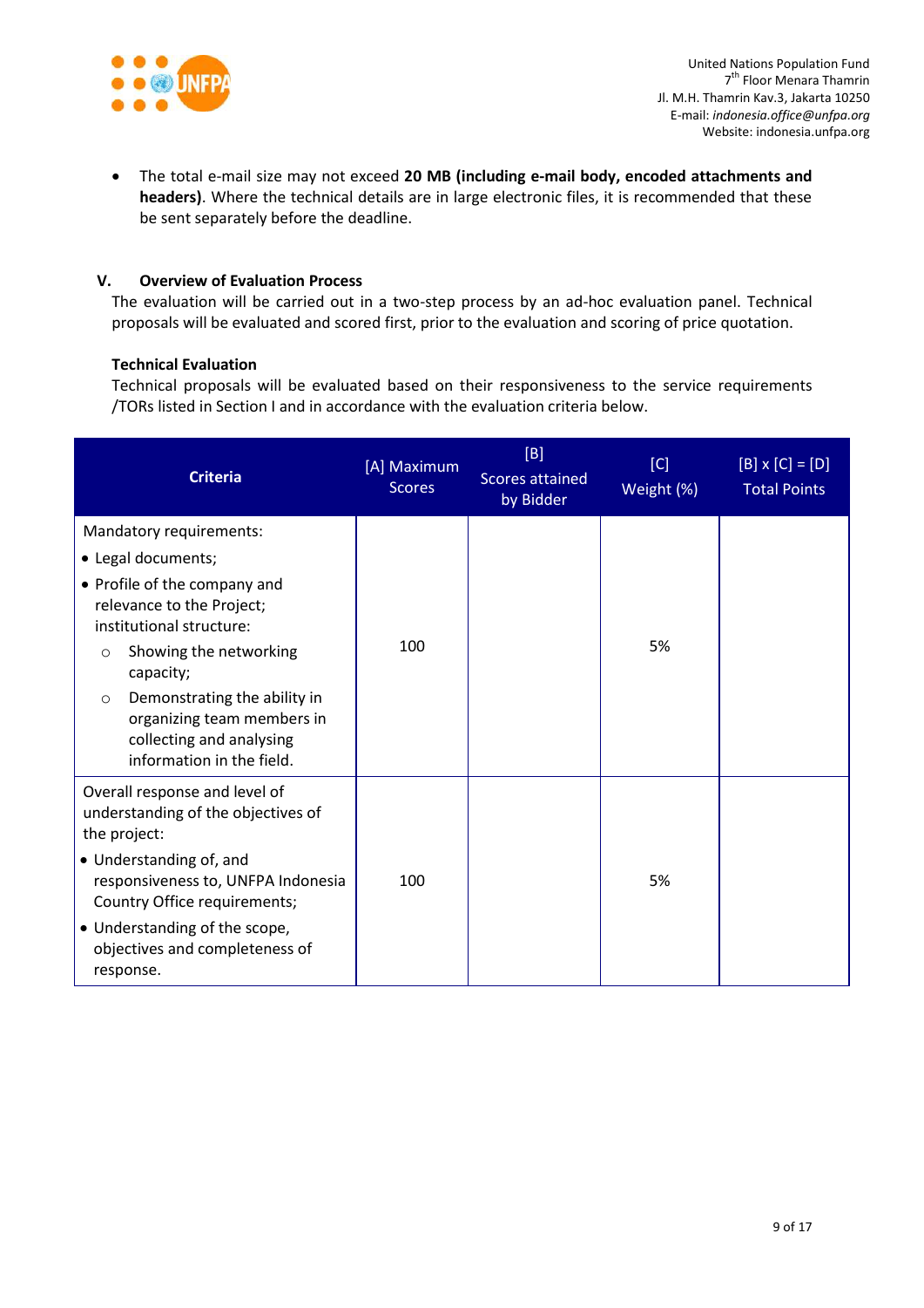- The total e-mail size may not exceed **20 MB (including e-mail body, encoded attachments and headers)**. Where the technical details are in large electronic files, it is recommended that these be sent separately before the deadline.

## V. Overview of Evaluation Process

The evaluation will be carried out in a two-step process by an ad-hoc evaluation panel. Technical proposals will be evaluated and scored first, prior to the evaluation and scoring of price quotation.

### Technical Evaluation

Technical proposals will be evaluated based on their responsiveness to the service requirements /TORs listed in Section I and in accordance with the evaluation criteria below.

| Criteria | [A] Maximum Scores | [B] Scores attained by Bidder | [C] Weight (%) | [B] x [C] = [D] Total Points |
|---|---|---|---|---|
| Mandatory requirements:<br>• Legal documents;<br>• Profile of the company and relevance to the Project; institutional structure:<br>  ○ Showing the networking capacity;<br>  ○ Demonstrating the ability in organizing team members in collecting and analysing information in the field. | 100 | | 5% | |
| Overall response and level of understanding of the objectives of the project:<br>• Understanding of, and responsiveness to, UNFPA Indonesia Country Office requirements;<br>• Understanding of the scope, objectives and completeness of response. | 100 | | 5% | |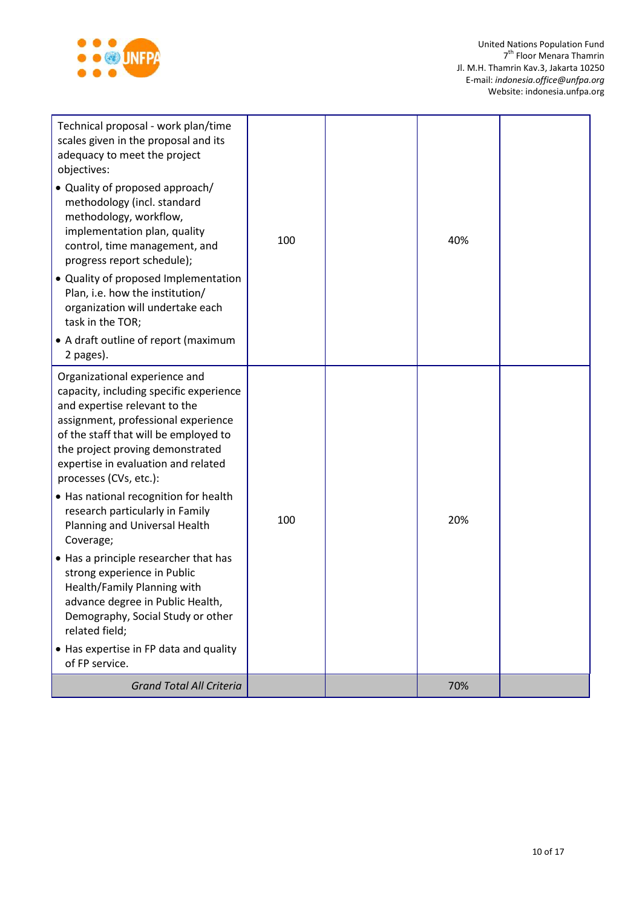| | | | | |
|---|---|---|---|---|
| Technical proposal - work plan/time scales given in the proposal and its adequacy to meet the project objectives:<br>• Quality of proposed approach/ methodology (incl. standard methodology, workflow, implementation plan, quality control, time management, and progress report schedule);<br>• Quality of proposed Implementation Plan, i.e. how the institution/ organization will undertake each task in the TOR;<br>• A draft outline of report (maximum 2 pages). | 100 | | 40% | |
| Organizational experience and capacity, including specific experience and expertise relevant to the assignment, professional experience of the staff that will be employed to the project proving demonstrated expertise in evaluation and related processes (CVs, etc.):<br>• Has national recognition for health research particularly in Family Planning and Universal Health Coverage;<br>• Has a principle researcher that has strong experience in Public Health/Family Planning with advance degree in Public Health, Demography, Social Study or other related field;<br>• Has expertise in FP data and quality of FP service. | 100 | | 20% | |
| *Grand Total All Criteria* | | | 70% | |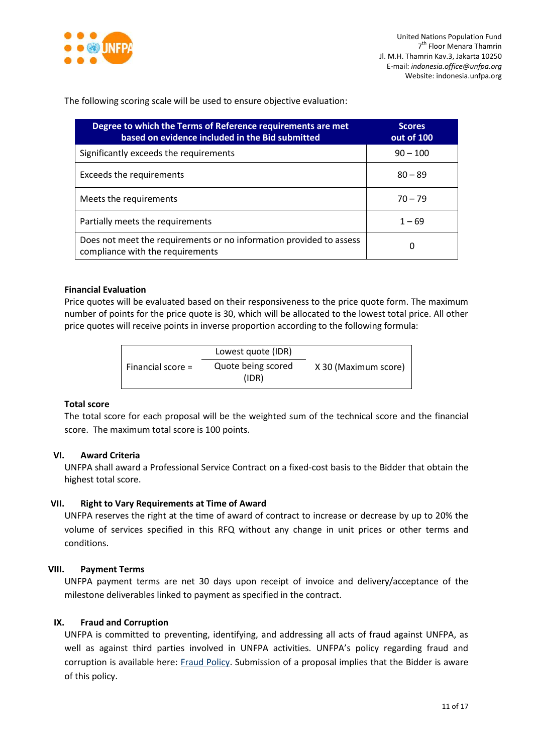The following scoring scale will be used to ensure objective evaluation:

| Degree to which the Terms of Reference requirements are met based on evidence included in the Bid submitted | Scores out of 100 |
|---|---|
| Significantly exceeds the requirements | 90 – 100 |
| Exceeds the requirements | 80 – 89 |
| Meets the requirements | 70 – 79 |
| Partially meets the requirements | 1 – 69 |
| Does not meet the requirements or no information provided to assess compliance with the requirements | 0 |

**Financial Evaluation**

Price quotes will be evaluated based on their responsiveness to the price quote form. The maximum number of points for the price quote is 30, which will be allocated to the lowest total price. All other price quotes will receive points in inverse proportion according to the following formula:

$$\text{Financial score} = \frac{\text{Lowest quote (IDR)}}{\text{Quote being scored (IDR)}} \times 30 \text{ (Maximum score)}$$

**Total score**

The total score for each proposal will be the weighted sum of the technical score and the financial score. The maximum total score is 100 points.

## VI. Award Criteria

UNFPA shall award a Professional Service Contract on a fixed-cost basis to the Bidder that obtain the highest total score.

## VII. Right to Vary Requirements at Time of Award

UNFPA reserves the right at the time of award of contract to increase or decrease by up to 20% the volume of services specified in this RFQ without any change in unit prices or other terms and conditions.

## VIII. Payment Terms

UNFPA payment terms are net 30 days upon receipt of invoice and delivery/acceptance of the milestone deliverables linked to payment as specified in the contract.

## IX. Fraud and Corruption

UNFPA is committed to preventing, identifying, and addressing all acts of fraud against UNFPA, as well as against third parties involved in UNFPA activities. UNFPA's policy regarding fraud and corruption is available here: Fraud Policy. Submission of a proposal implies that the Bidder is aware of this policy.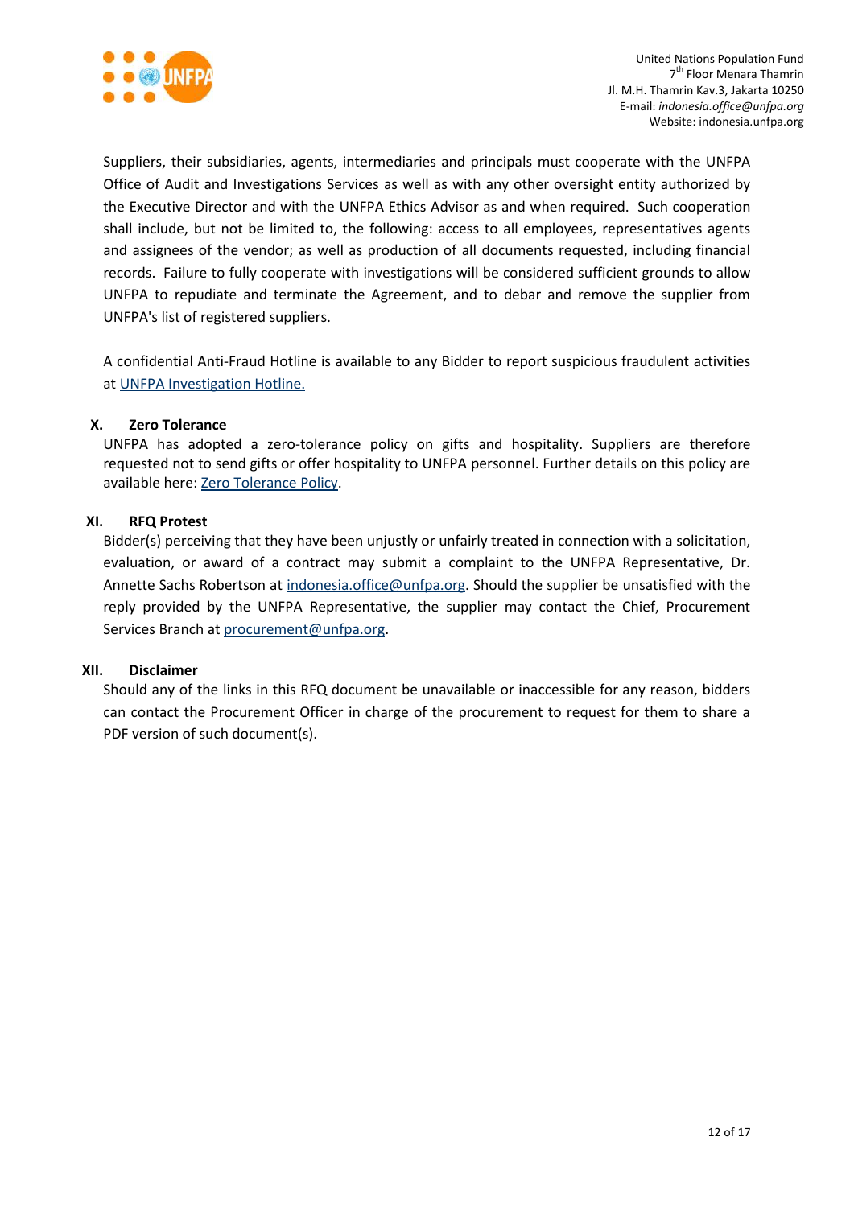Suppliers, their subsidiaries, agents, intermediaries and principals must cooperate with the UNFPA Office of Audit and Investigations Services as well as with any other oversight entity authorized by the Executive Director and with the UNFPA Ethics Advisor as and when required. Such cooperation shall include, but not be limited to, the following: access to all employees, representatives agents and assignees of the vendor; as well as production of all documents requested, including financial records. Failure to fully cooperate with investigations will be considered sufficient grounds to allow UNFPA to repudiate and terminate the Agreement, and to debar and remove the supplier from UNFPA's list of registered suppliers.

A confidential Anti-Fraud Hotline is available to any Bidder to report suspicious fraudulent activities at UNFPA Investigation Hotline.

## X. Zero Tolerance

UNFPA has adopted a zero-tolerance policy on gifts and hospitality. Suppliers are therefore requested not to send gifts or offer hospitality to UNFPA personnel. Further details on this policy are available here: Zero Tolerance Policy.

## XI. RFQ Protest

Bidder(s) perceiving that they have been unjustly or unfairly treated in connection with a solicitation, evaluation, or award of a contract may submit a complaint to the UNFPA Representative, Dr. Annette Sachs Robertson at indonesia.office@unfpa.org. Should the supplier be unsatisfied with the reply provided by the UNFPA Representative, the supplier may contact the Chief, Procurement Services Branch at procurement@unfpa.org.

## XII. Disclaimer

Should any of the links in this RFQ document be unavailable or inaccessible for any reason, bidders can contact the Procurement Officer in charge of the procurement to request for them to share a PDF version of such document(s).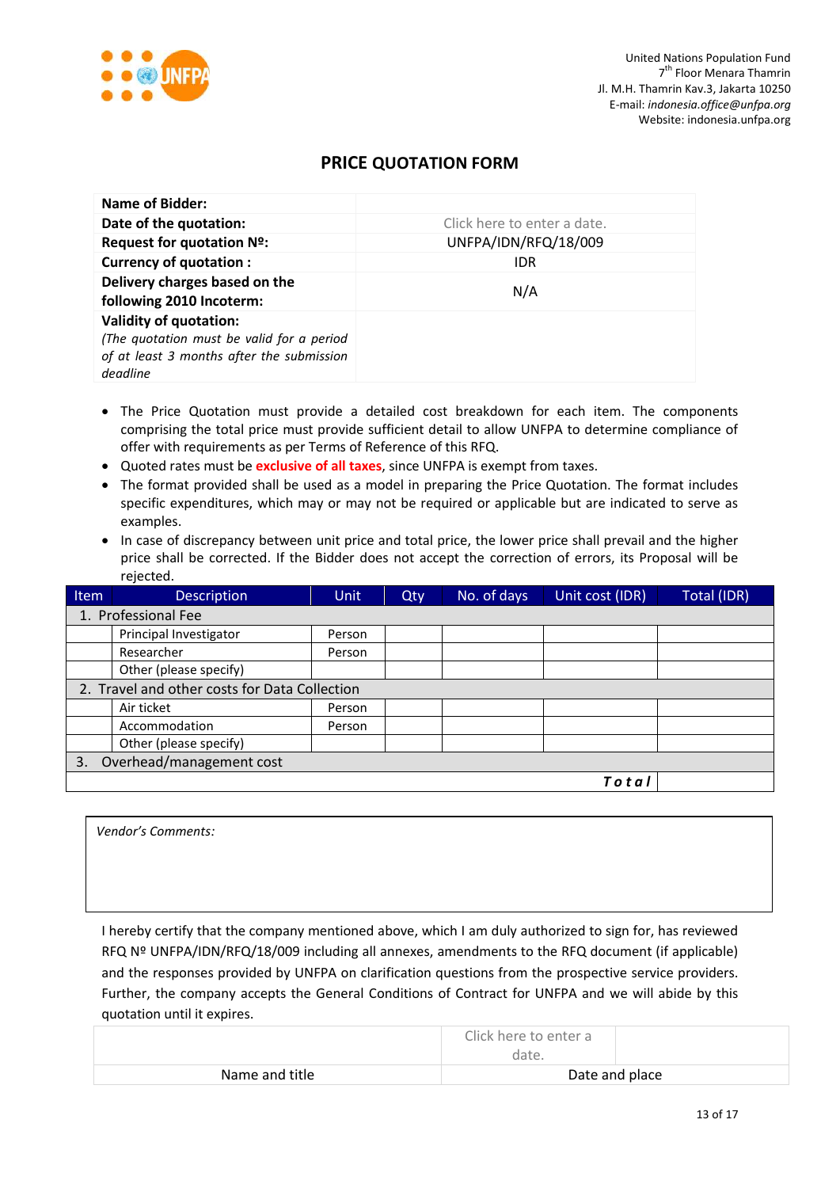United Nations Population Fund
7th Floor Menara Thamrin
Jl. M.H. Thamrin Kav.3, Jakarta 10250
E-mail: *indonesia.office@unfpa.org*
Website: indonesia.unfpa.org

# PRICE QUOTATION FORM

| | |
|---|---|
| **Name of Bidder:** | |
| **Date of the quotation:** | Click here to enter a date. |
| **Request for quotation Nº:** | UNFPA/IDN/RFQ/18/009 |
| **Currency of quotation :** | IDR |
| **Delivery charges based on the following 2010 Incoterm:** | N/A |
| **Validity of quotation:** *(The quotation must be valid for a period of at least 3 months after the submission deadline* | |

- The Price Quotation must provide a detailed cost breakdown for each item. The components comprising the total price must provide sufficient detail to allow UNFPA to determine compliance of offer with requirements as per Terms of Reference of this RFQ.
- Quoted rates must be **exclusive of all taxes**, since UNFPA is exempt from taxes.
- The format provided shall be used as a model in preparing the Price Quotation. The format includes specific expenditures, which may or may not be required or applicable but are indicated to serve as examples.
- In case of discrepancy between unit price and total price, the lower price shall prevail and the higher price shall be corrected. If the Bidder does not accept the correction of errors, its Proposal will be rejected.

| Item | Description | Unit | Qty | No. of days | Unit cost (IDR) | Total (IDR) |
|---|---|---|---|---|---|---|
| 1. Professional Fee | | | | | | |
| | Principal Investigator | Person | | | | |
| | Researcher | Person | | | | |
| | Other (please specify) | | | | | |
| 2. Travel and other costs for Data Collection | | | | | | |
| | Air ticket | Person | | | | |
| | Accommodation | Person | | | | |
| | Other (please specify) | | | | | |
| 3. Overhead/management cost | | | | | | |
| | | | | | ***Total*** | |

*Vendor's Comments:*

I hereby certify that the company mentioned above, which I am duly authorized to sign for, has reviewed RFQ Nº UNFPA/IDN/RFQ/18/009 including all annexes, amendments to the RFQ document (if applicable) and the responses provided by UNFPA on clarification questions from the prospective service providers. Further, the company accepts the General Conditions of Contract for UNFPA and we will abide by this quotation until it expires.

| | | |
|---|---|---|
| | Click here to enter a date. | |
| Name and title | Date and place | |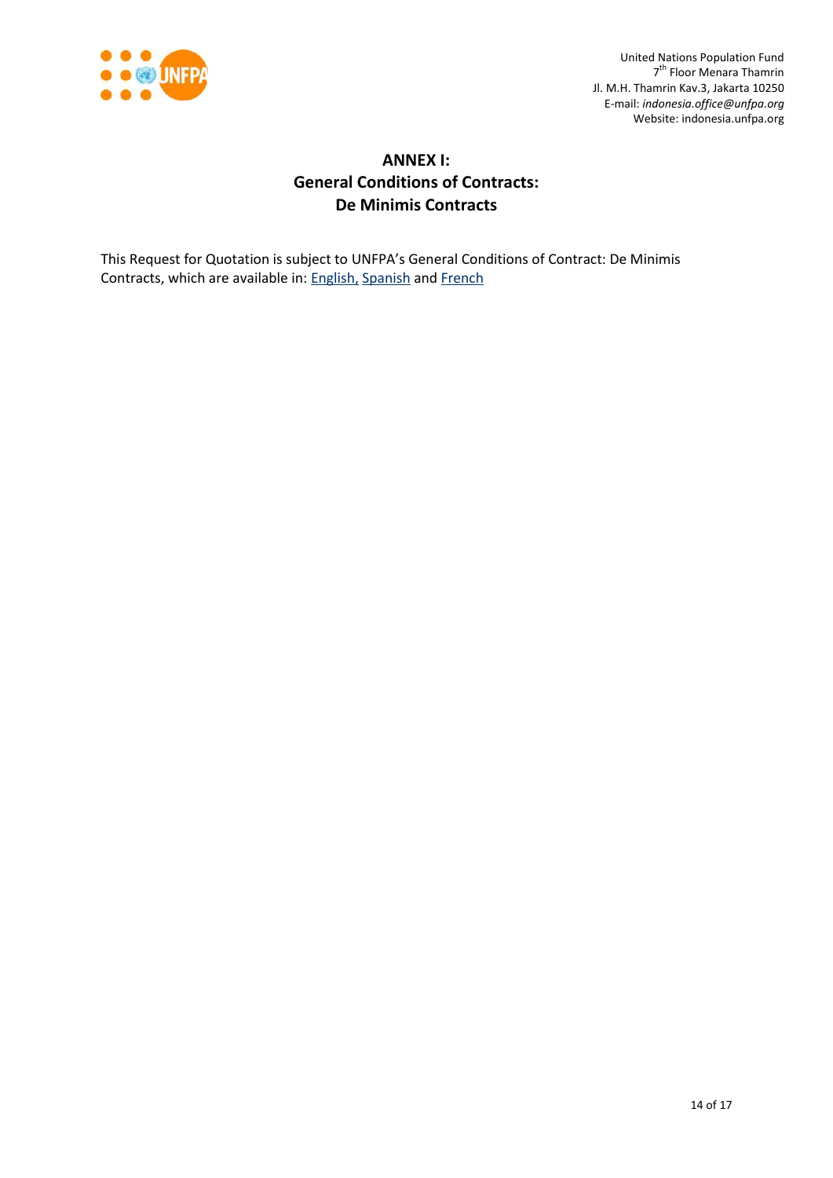## ANNEX I:
## General Conditions of Contracts:
## De Minimis Contracts

This Request for Quotation is subject to UNFPA's General Conditions of Contract: De Minimis Contracts, which are available in: English, Spanish and French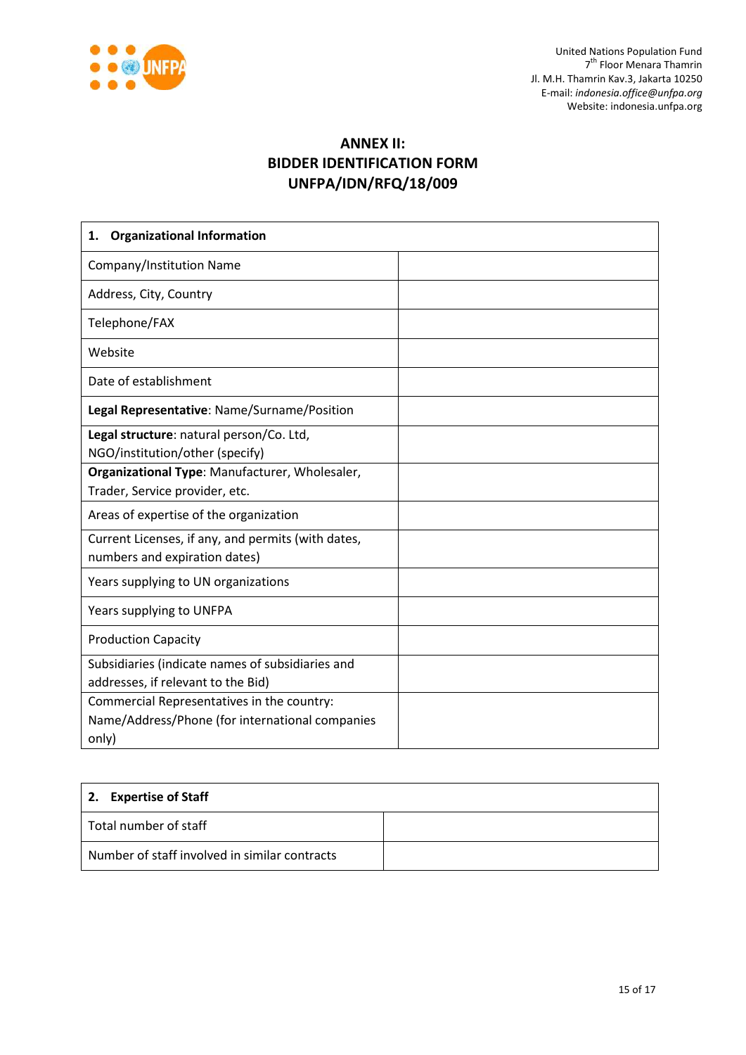United Nations Population Fund
7th Floor Menara Thamrin
Jl. M.H. Thamrin Kav.3, Jakarta 10250
E-mail: *indonesia.office@unfpa.org*
Website: indonesia.unfpa.org

# ANNEX II: BIDDER IDENTIFICATION FORM UNFPA/IDN/RFQ/18/009

| **1. Organizational Information** | |
|---|---|
| Company/Institution Name | |
| Address, City, Country | |
| Telephone/FAX | |
| Website | |
| Date of establishment | |
| **Legal Representative**: Name/Surname/Position | |
| **Legal structure**: natural person/Co. Ltd, NGO/institution/other (specify) | |
| **Organizational Type**: Manufacturer, Wholesaler, Trader, Service provider, etc. | |
| Areas of expertise of the organization | |
| Current Licenses, if any, and permits (with dates, numbers and expiration dates) | |
| Years supplying to UN organizations | |
| Years supplying to UNFPA | |
| Production Capacity | |
| Subsidiaries (indicate names of subsidiaries and addresses, if relevant to the Bid) | |
| Commercial Representatives in the country: Name/Address/Phone (for international companies only) | |

| **2. Expertise of Staff** | |
|---|---|
| Total number of staff | |
| Number of staff involved in similar contracts | |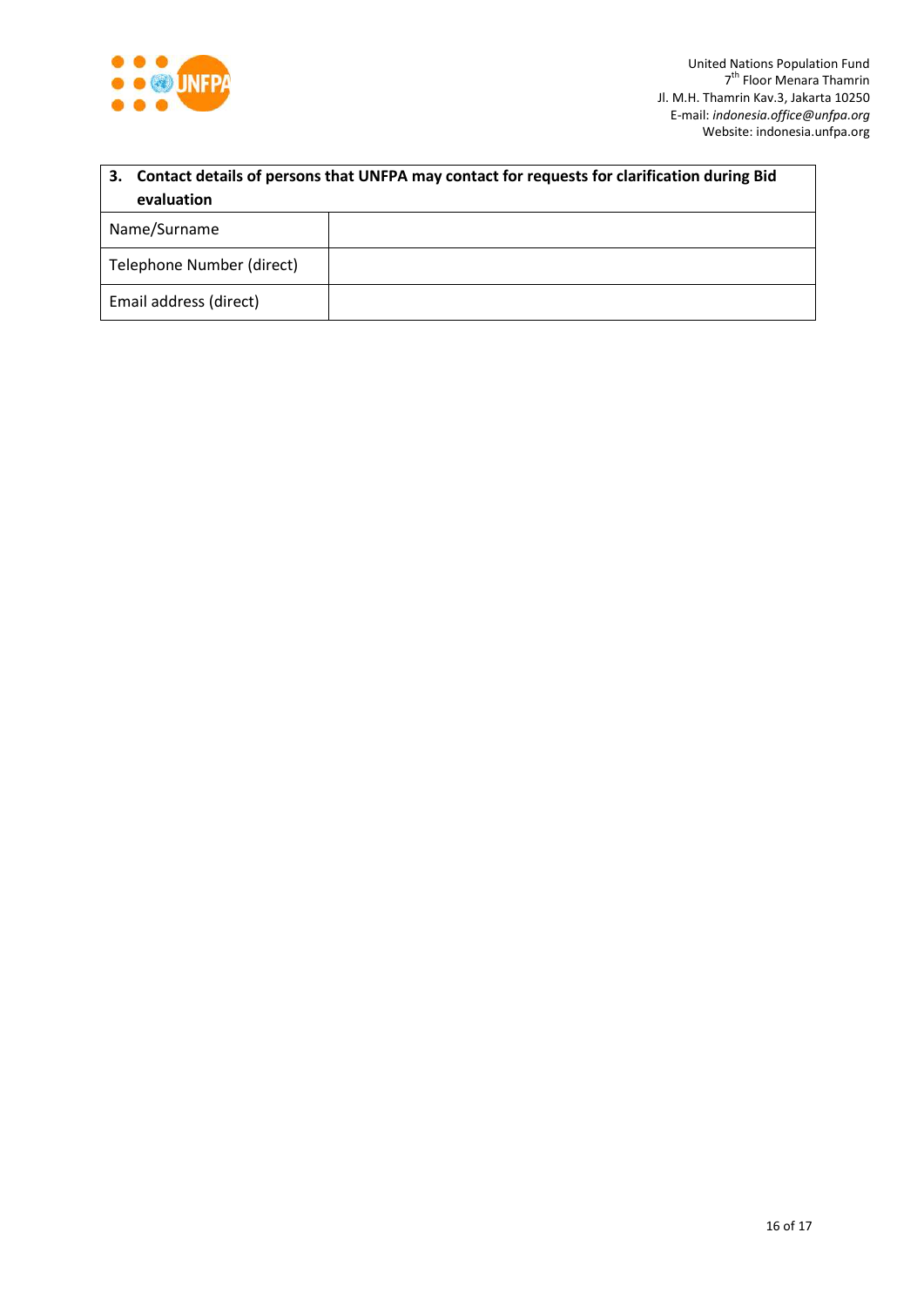| 3. Contact details of persons that UNFPA may contact for requests for clarification during Bid evaluation | |
|---|---|
| Name/Surname | |
| Telephone Number (direct) | |
| Email address (direct) | |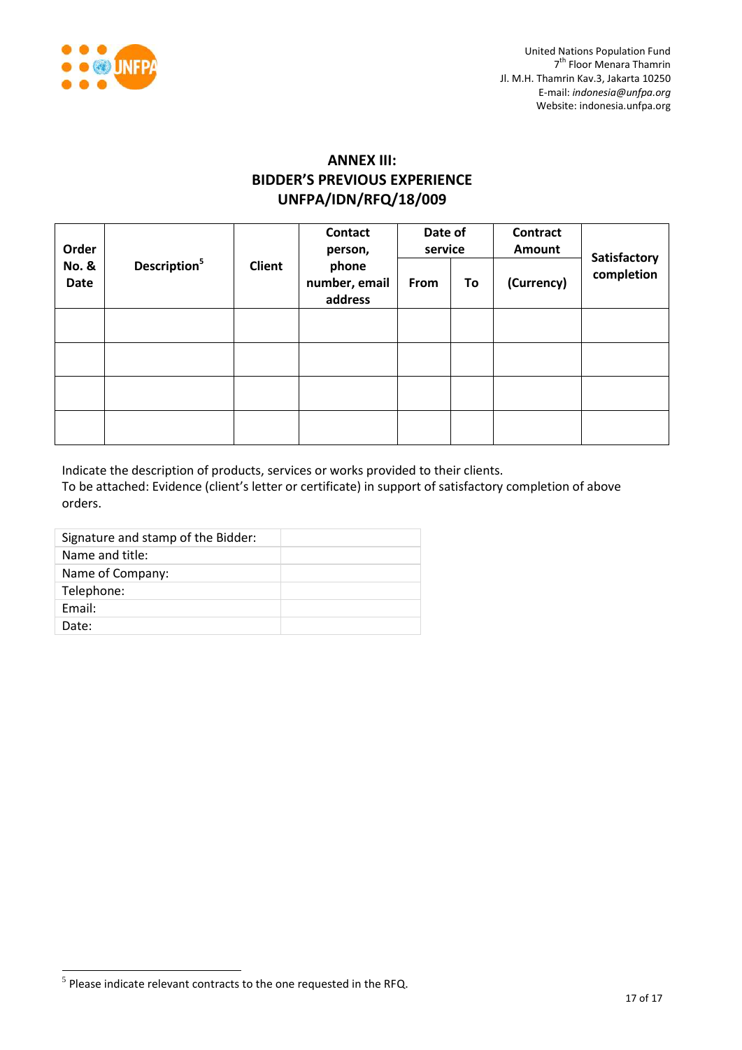United Nations Population Fund
7th Floor Menara Thamrin
Jl. M.H. Thamrin Kav.3, Jakarta 10250
E-mail: *indonesia@unfpa.org*
Website: indonesia.unfpa.org

# ANNEX III:
# BIDDER'S PREVIOUS EXPERIENCE
# UNFPA/IDN/RFQ/18/009

| Order No. & Date | Description[5] | Client | Contact person, phone number, email address | Date of service | | Contract Amount | Satisfactory completion |
|---|---|---|---|---|---|---|---|
| | | | | From | To | (Currency) | |
| | | | | | | | |
| | | | | | | | |
| | | | | | | | |
| | | | | | | | |

Indicate the description of products, services or works provided to their clients.
To be attached: Evidence (client's letter or certificate) in support of satisfactory completion of above orders.

| | |
|---|---|
| Signature and stamp of the Bidder: | |
| Name and title: | |
| Name of Company: | |
| Telephone: | |
| Email: | |
| Date: | |

[5] Please indicate relevant contracts to the one requested in the RFQ.